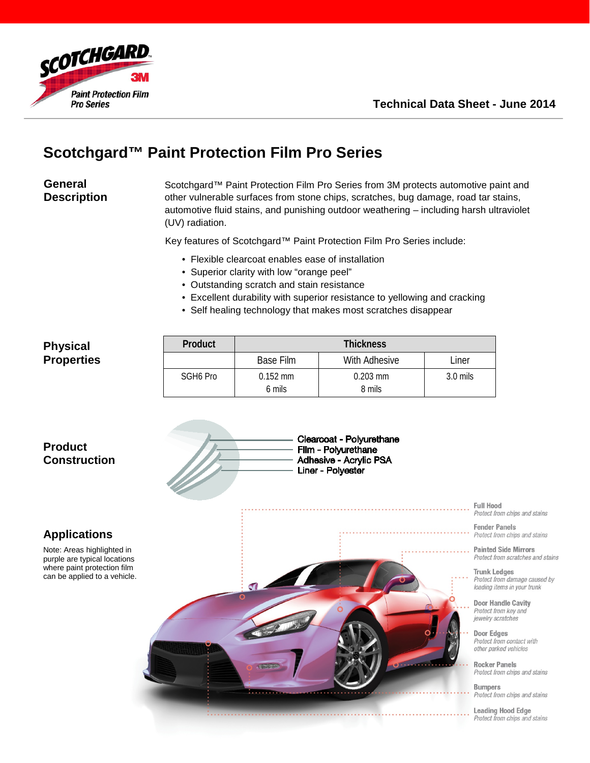Technical Data Sheet - June 2014

# Scotchgard™ Paint Protection Film Pro Series

## General Description

Scotchgard™ Paint Protection Film Pro Series from 3M protects automotive paint and other vulnerable surfaces from stone chips, scratches, bug damage, road tar stains, automotive fluid stains, and punishing outdoor weathering – including harsh ultraviolet (UV) radiation.

Key features of Scotchgard™ Paint Protection Film Pro Series include:

- Flexible clearcoat enables ease of installation
- Superior clarity with low "orange peel"
- Outstanding scratch and stain resistance
- Excellent durability with superior resistance to yellowing and cracking
- Self healing technology that makes most scratches disappear

## Physical Properties

| Product | Thickness | | |
|---|---|---|---|
| | Base Film | With Adhesive | Liner |
| SGH6 Pro | 0.152 mm<br>6 mils | 0.203 mm<br>8 mils | 3.0 mils |

## Product Construction

- Clearcoat - Polyurethane
- Film - Polyurethane
- Adhesive - Acrylic PSA
- Liner - Polyester

## Applications

Note: Areas highlighted in purple are typical locations where paint protection film can be applied to a vehicle.

- **Full Hood** – *Protect from chips and stains*
- **Fender Panels** – *Protect from chips and stains*
- **Painted Side Mirrors** – *Protect from scratches and stains*
- **Trunk Ledges** – *Protect from damage caused by loading items in your trunk*
- **Door Handle Cavity** – *Protect from key and jewelry scratches*
- **Door Edges** – *Protect from contact with other parked vehicles*
- **Rocker Panels** – *Protect from chips and stains*
- **Bumpers** – *Protect from chips and stains*
- **Leading Hood Edge** – *Protect from chips and stains*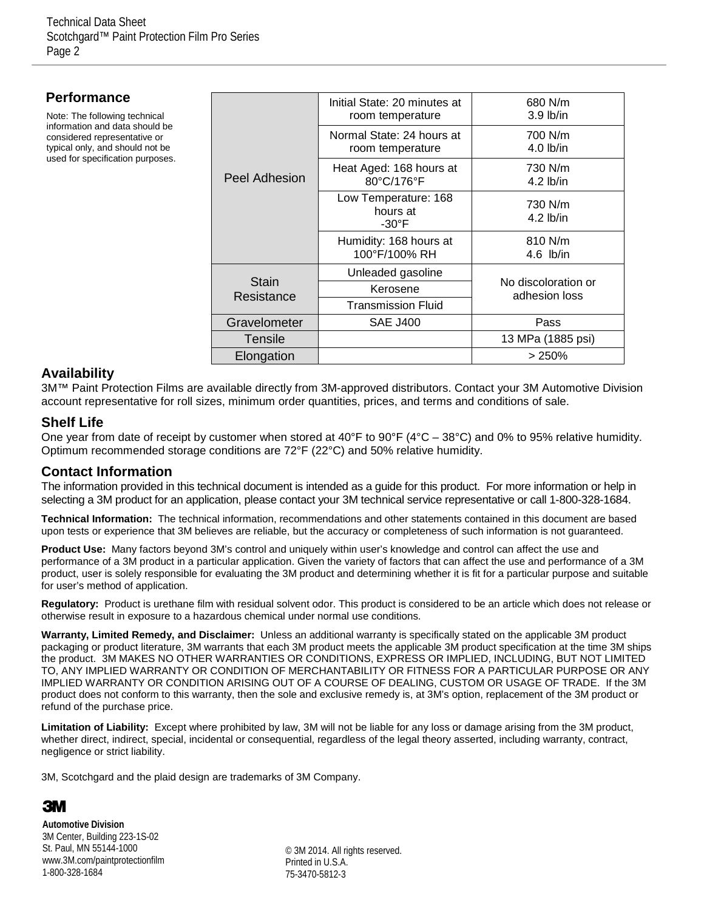## Performance

Note: The following technical information and data should be considered representative or typical only, and should not be used for specification purposes.

| | | |
|---|---|---|
| Peel Adhesion | Initial State: 20 minutes at room temperature | 680 N/m<br>3.9 lb/in |
| | Normal State: 24 hours at room temperature | 700 N/m<br>4.0 lb/in |
| | Heat Aged: 168 hours at 80°C/176°F | 730 N/m<br>4.2 lb/in |
| | Low Temperature: 168 hours at -30°F | 730 N/m<br>4.2 lb/in |
| | Humidity: 168 hours at 100°F/100% RH | 810 N/m<br>4.6 lb/in |
| Stain Resistance | Unleaded gasoline | No discoloration or adhesion loss |
| | Kerosene | |
| | Transmission Fluid | |
| Gravelometer | SAE J400 | Pass |
| Tensile | | 13 MPa (1885 psi) |
| Elongation | | > 250% |

## Availability

3M™ Paint Protection Films are available directly from 3M-approved distributors. Contact your 3M Automotive Division account representative for roll sizes, minimum order quantities, prices, and terms and conditions of sale.

## Shelf Life

One year from date of receipt by customer when stored at 40°F to 90°F (4°C – 38°C) and 0% to 95% relative humidity. Optimum recommended storage conditions are 72°F (22°C) and 50% relative humidity.

## Contact Information

The information provided in this technical document is intended as a guide for this product. For more information or help in selecting a 3M product for an application, please contact your 3M technical service representative or call 1-800-328-1684.

**Technical Information:** The technical information, recommendations and other statements contained in this document are based upon tests or experience that 3M believes are reliable, but the accuracy or completeness of such information is not guaranteed.

**Product Use:** Many factors beyond 3M's control and uniquely within user's knowledge and control can affect the use and performance of a 3M product in a particular application. Given the variety of factors that can affect the use and performance of a 3M product, user is solely responsible for evaluating the 3M product and determining whether it is fit for a particular purpose and suitable for user's method of application.

**Regulatory:** Product is urethane film with residual solvent odor. This product is considered to be an article which does not release or otherwise result in exposure to a hazardous chemical under normal use conditions.

**Warranty, Limited Remedy, and Disclaimer:** Unless an additional warranty is specifically stated on the applicable 3M product packaging or product literature, 3M warrants that each 3M product meets the applicable 3M product specification at the time 3M ships the product. 3M MAKES NO OTHER WARRANTIES OR CONDITIONS, EXPRESS OR IMPLIED, INCLUDING, BUT NOT LIMITED TO, ANY IMPLIED WARRANTY OR CONDITION OF MERCHANTABILITY OR FITNESS FOR A PARTICULAR PURPOSE OR ANY IMPLIED WARRANTY OR CONDITION ARISING OUT OF A COURSE OF DEALING, CUSTOM OR USAGE OF TRADE. If the 3M product does not conform to this warranty, then the sole and exclusive remedy is, at 3M's option, replacement of the 3M product or refund of the purchase price.

**Limitation of Liability:** Except where prohibited by law, 3M will not be liable for any loss or damage arising from the 3M product, whether direct, indirect, special, incidental or consequential, regardless of the legal theory asserted, including warranty, contract, negligence or strict liability.

3M, Scotchgard and the plaid design are trademarks of 3M Company.

**3M**

**Automotive Division**
3M Center, Building 223-1S-02
St. Paul, MN 55144-1000
www.3M.com/paintprotectionfilm
1-800-328-1684

© 3M 2014. All rights reserved.
Printed in U.S.A.
75-3470-5812-3